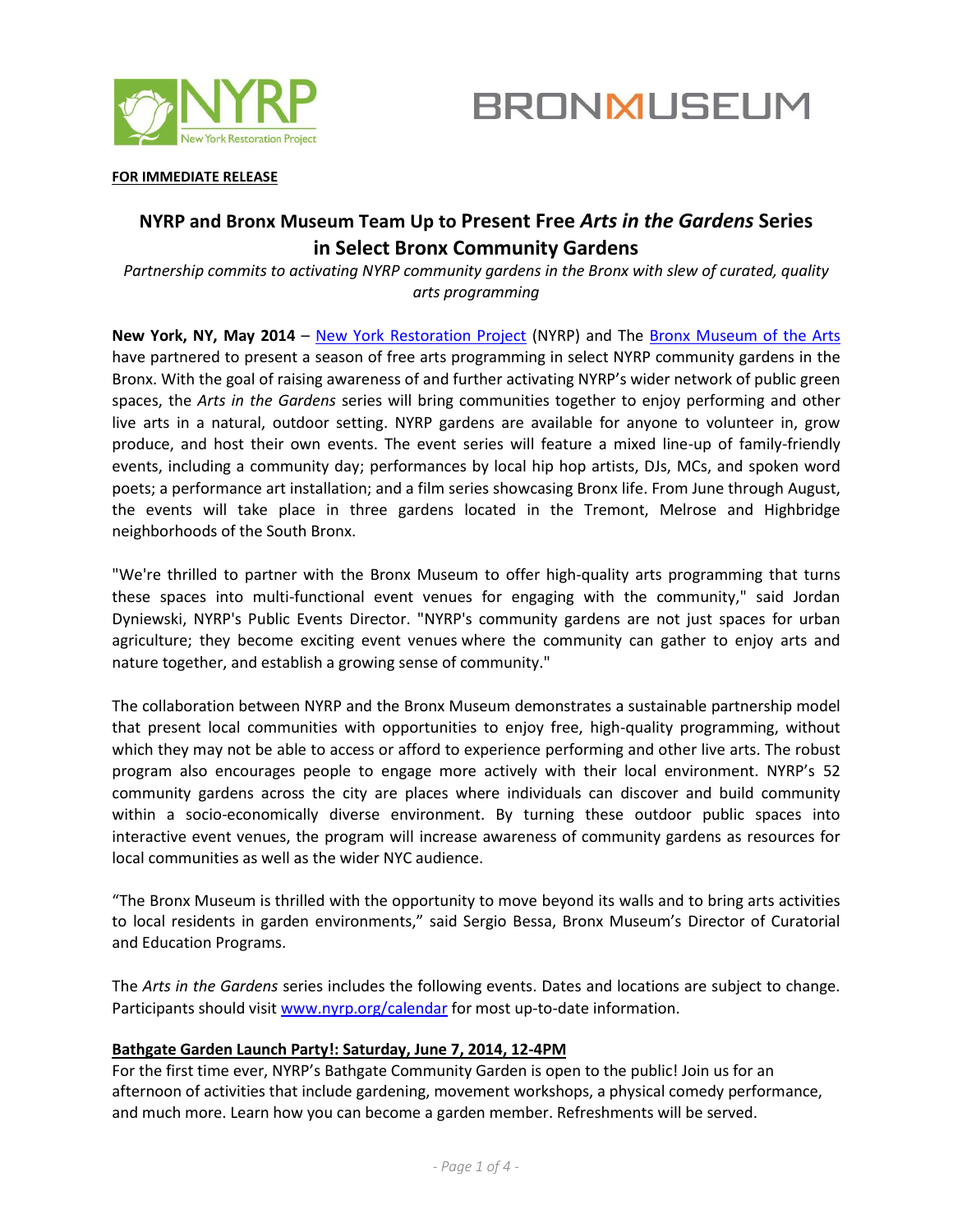**FOR IMMEDIATE RELEASE**

# NYRP and Bronx Museum Team Up to Present Free *Arts in the Gardens* Series in Select Bronx Community Gardens

*Partnership commits to activating NYRP community gardens in the Bronx with slew of curated, quality arts programming*

**New York, NY, May 2014** – New York Restoration Project (NYRP) and The Bronx Museum of the Arts have partnered to present a season of free arts programming in select NYRP community gardens in the Bronx. With the goal of raising awareness of and further activating NYRP's wider network of public green spaces, the *Arts in the Gardens* series will bring communities together to enjoy performing and other live arts in a natural, outdoor setting. NYRP gardens are available for anyone to volunteer in, grow produce, and host their own events. The event series will feature a mixed line-up of family-friendly events, including a community day; performances by local hip hop artists, DJs, MCs, and spoken word poets; a performance art installation; and a film series showcasing Bronx life. From June through August, the events will take place in three gardens located in the Tremont, Melrose and Highbridge neighborhoods of the South Bronx.

"We're thrilled to partner with the Bronx Museum to offer high-quality arts programming that turns these spaces into multi-functional event venues for engaging with the community," said Jordan Dyniewski, NYRP's Public Events Director. "NYRP's community gardens are not just spaces for urban agriculture; they become exciting event venues where the community can gather to enjoy arts and nature together, and establish a growing sense of community."

The collaboration between NYRP and the Bronx Museum demonstrates a sustainable partnership model that present local communities with opportunities to enjoy free, high-quality programming, without which they may not be able to access or afford to experience performing and other live arts. The robust program also encourages people to engage more actively with their local environment. NYRP's 52 community gardens across the city are places where individuals can discover and build community within a socio-economically diverse environment. By turning these outdoor public spaces into interactive event venues, the program will increase awareness of community gardens as resources for local communities as well as the wider NYC audience.

"The Bronx Museum is thrilled with the opportunity to move beyond its walls and to bring arts activities to local residents in garden environments," said Sergio Bessa, Bronx Museum's Director of Curatorial and Education Programs.

The *Arts in the Gardens* series includes the following events. Dates and locations are subject to change. Participants should visit www.nyrp.org/calendar for most up-to-date information.

**Bathgate Garden Launch Party!: Saturday, June 7, 2014, 12-4PM**

For the first time ever, NYRP's Bathgate Community Garden is open to the public! Join us for an afternoon of activities that include gardening, movement workshops, a physical comedy performance, and much more. Learn how you can become a garden member. Refreshments will be served.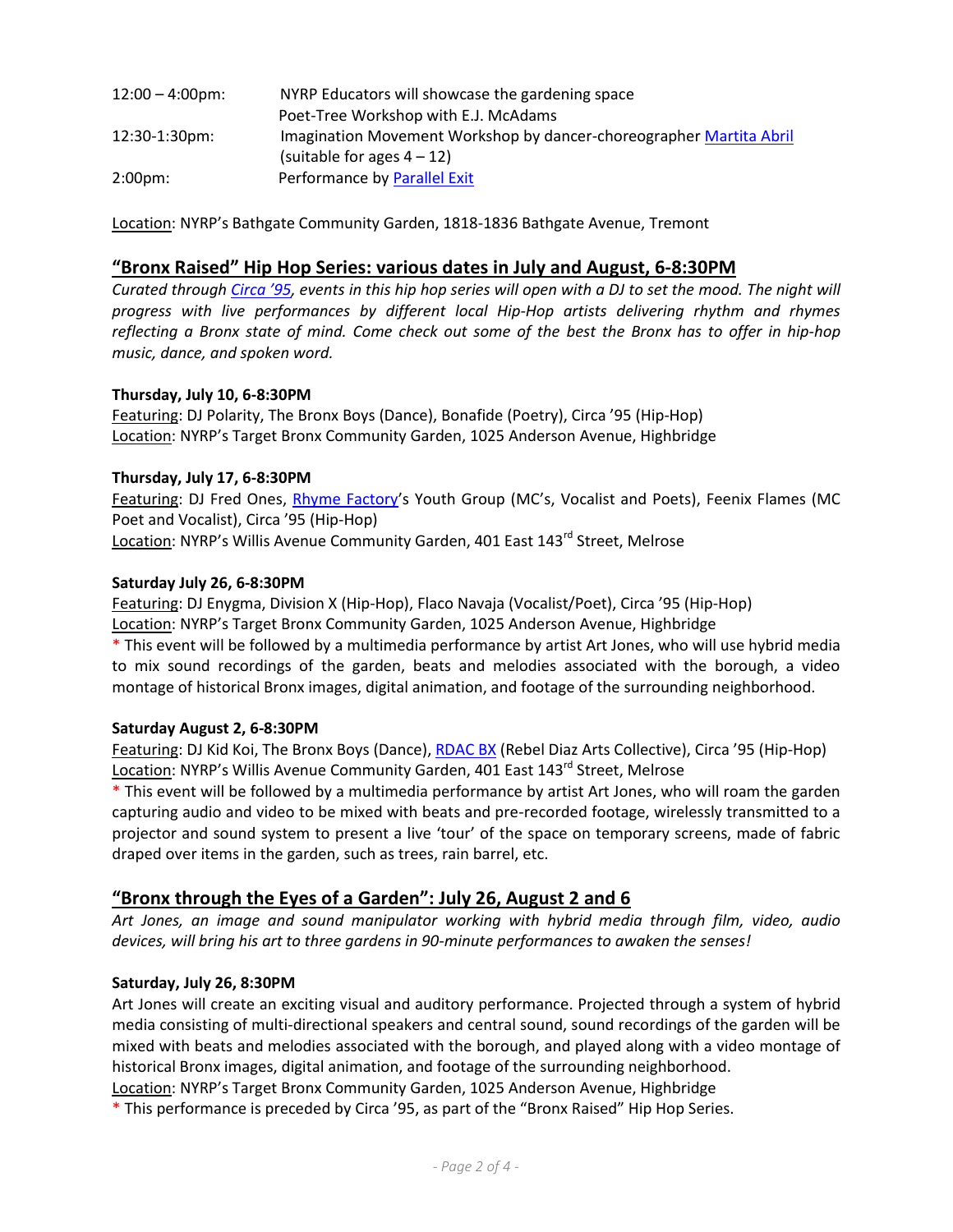| | |
|---|---|
| 12:00 – 4:00pm: | NYRP Educators will showcase the gardening space |
| | Poet-Tree Workshop with E.J. McAdams |
| 12:30-1:30pm: | Imagination Movement Workshop by dancer-choreographer Martita Abril (suitable for ages 4 – 12) |
| 2:00pm: | Performance by Parallel Exit |

Location: NYRP's Bathgate Community Garden, 1818-1836 Bathgate Avenue, Tremont

## "Bronx Raised" Hip Hop Series: various dates in July and August, 6-8:30PM

*Curated through Circa '95, events in this hip hop series will open with a DJ to set the mood. The night will progress with live performances by different local Hip-Hop artists delivering rhythm and rhymes reflecting a Bronx state of mind. Come check out some of the best the Bronx has to offer in hip-hop music, dance, and spoken word.*

**Thursday, July 10, 6-8:30PM**
Featuring: DJ Polarity, The Bronx Boys (Dance), Bonafide (Poetry), Circa '95 (Hip-Hop)
Location: NYRP's Target Bronx Community Garden, 1025 Anderson Avenue, Highbridge

**Thursday, July 17, 6-8:30PM**
Featuring: DJ Fred Ones, Rhyme Factory's Youth Group (MC's, Vocalist and Poets), Feenix Flames (MC Poet and Vocalist), Circa '95 (Hip-Hop)
Location: NYRP's Willis Avenue Community Garden, 401 East 143rd Street, Melrose

**Saturday July 26, 6-8:30PM**
Featuring: DJ Enygma, Division X (Hip-Hop), Flaco Navaja (Vocalist/Poet), Circa '95 (Hip-Hop)
Location: NYRP's Target Bronx Community Garden, 1025 Anderson Avenue, Highbridge
\* This event will be followed by a multimedia performance by artist Art Jones, who will use hybrid media to mix sound recordings of the garden, beats and melodies associated with the borough, a video montage of historical Bronx images, digital animation, and footage of the surrounding neighborhood.

**Saturday August 2, 6-8:30PM**
Featuring: DJ Kid Koi, The Bronx Boys (Dance), RDAC BX (Rebel Diaz Arts Collective), Circa '95 (Hip-Hop)
Location: NYRP's Willis Avenue Community Garden, 401 East 143rd Street, Melrose
\* This event will be followed by a multimedia performance by artist Art Jones, who will roam the garden capturing audio and video to be mixed with beats and pre-recorded footage, wirelessly transmitted to a projector and sound system to present a live 'tour' of the space on temporary screens, made of fabric draped over items in the garden, such as trees, rain barrel, etc.

## "Bronx through the Eyes of a Garden": July 26, August 2 and 6

*Art Jones, an image and sound manipulator working with hybrid media through film, video, audio devices, will bring his art to three gardens in 90-minute performances to awaken the senses!*

**Saturday, July 26, 8:30PM**
Art Jones will create an exciting visual and auditory performance. Projected through a system of hybrid media consisting of multi-directional speakers and central sound, sound recordings of the garden will be mixed with beats and melodies associated with the borough, and played along with a video montage of historical Bronx images, digital animation, and footage of the surrounding neighborhood.
Location: NYRP's Target Bronx Community Garden, 1025 Anderson Avenue, Highbridge
\* This performance is preceded by Circa '95, as part of the "Bronx Raised" Hip Hop Series.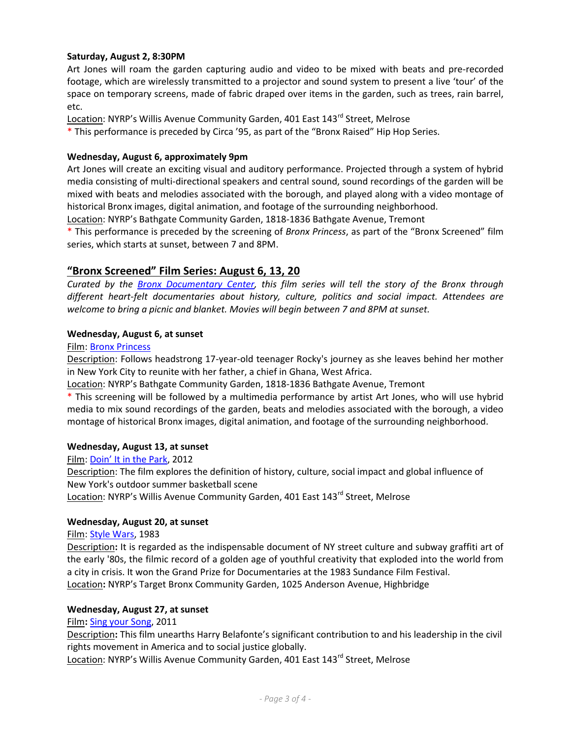**Saturday, August 2, 8:30PM**

Art Jones will roam the garden capturing audio and video to be mixed with beats and pre-recorded footage, which are wirelessly transmitted to a projector and sound system to present a live 'tour' of the space on temporary screens, made of fabric draped over items in the garden, such as trees, rain barrel, etc.

Location: NYRP's Willis Avenue Community Garden, 401 East 143rd Street, Melrose

* This performance is preceded by Circa '95, as part of the "Bronx Raised" Hip Hop Series.

**Wednesday, August 6, approximately 9pm**

Art Jones will create an exciting visual and auditory performance. Projected through a system of hybrid media consisting of multi-directional speakers and central sound, sound recordings of the garden will be mixed with beats and melodies associated with the borough, and played along with a video montage of historical Bronx images, digital animation, and footage of the surrounding neighborhood.

Location: NYRP's Bathgate Community Garden, 1818-1836 Bathgate Avenue, Tremont

* This performance is preceded by the screening of *Bronx Princess*, as part of the "Bronx Screened" film series, which starts at sunset, between 7 and 8PM.

## "Bronx Screened" Film Series: August 6, 13, 20

*Curated by the Bronx Documentary Center, this film series will tell the story of the Bronx through different heart-felt documentaries about history, culture, politics and social impact. Attendees are welcome to bring a picnic and blanket. Movies will begin between 7 and 8PM at sunset.*

**Wednesday, August 6, at sunset**

Film: Bronx Princess

Description: Follows headstrong 17-year-old teenager Rocky's journey as she leaves behind her mother in New York City to reunite with her father, a chief in Ghana, West Africa.

Location: NYRP's Bathgate Community Garden, 1818-1836 Bathgate Avenue, Tremont

* This screening will be followed by a multimedia performance by artist Art Jones, who will use hybrid media to mix sound recordings of the garden, beats and melodies associated with the borough, a video montage of historical Bronx images, digital animation, and footage of the surrounding neighborhood.

**Wednesday, August 13, at sunset**

Film: Doin' It in the Park, 2012

Description: The film explores the definition of history, culture, social impact and global influence of New York's outdoor summer basketball scene

Location: NYRP's Willis Avenue Community Garden, 401 East 143rd Street, Melrose

**Wednesday, August 20, at sunset**

Film: Style Wars, 1983

Description**:** It is regarded as the indispensable document of NY street culture and subway graffiti art of the early '80s, the filmic record of a golden age of youthful creativity that exploded into the world from a city in crisis. It won the Grand Prize for Documentaries at the 1983 Sundance Film Festival.

Location**:** NYRP's Target Bronx Community Garden, 1025 Anderson Avenue, Highbridge

**Wednesday, August 27, at sunset**

Film**:** Sing your Song, 2011

Description**:** This film unearths Harry Belafonte's significant contribution to and his leadership in the civil rights movement in America and to social justice globally.

Location: NYRP's Willis Avenue Community Garden, 401 East 143rd Street, Melrose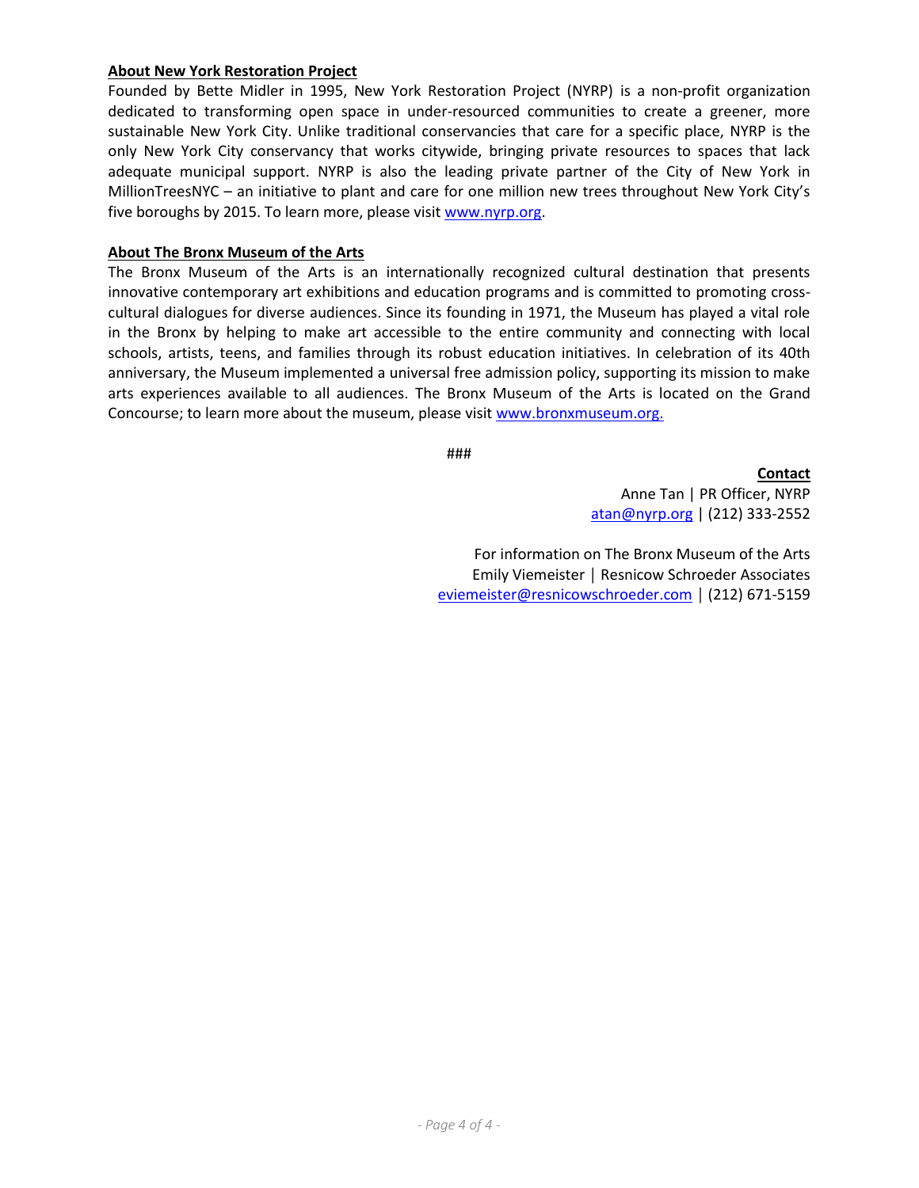**About New York Restoration Project**

Founded by Bette Midler in 1995, New York Restoration Project (NYRP) is a non-profit organization dedicated to transforming open space in under-resourced communities to create a greener, more sustainable New York City. Unlike traditional conservancies that care for a specific place, NYRP is the only New York City conservancy that works citywide, bringing private resources to spaces that lack adequate municipal support. NYRP is also the leading private partner of the City of New York in MillionTreesNYC – an initiative to plant and care for one million new trees throughout New York City's five boroughs by 2015. To learn more, please visit www.nyrp.org.

**About The Bronx Museum of the Arts**

The Bronx Museum of the Arts is an internationally recognized cultural destination that presents innovative contemporary art exhibitions and education programs and is committed to promoting cross-cultural dialogues for diverse audiences. Since its founding in 1971, the Museum has played a vital role in the Bronx by helping to make art accessible to the entire community and connecting with local schools, artists, teens, and families through its robust education initiatives. In celebration of its 40th anniversary, the Museum implemented a universal free admission policy, supporting its mission to make arts experiences available to all audiences. The Bronx Museum of the Arts is located on the Grand Concourse; to learn more about the museum, please visit www.bronxmuseum.org.

###

**Contact**

Anne Tan | PR Officer, NYRP
atan@nyrp.org | (212) 333-2552

For information on The Bronx Museum of the Arts
Emily Viemeister | Resnicow Schroeder Associates
eviemeister@resnicowschroeder.com | (212) 671-5159